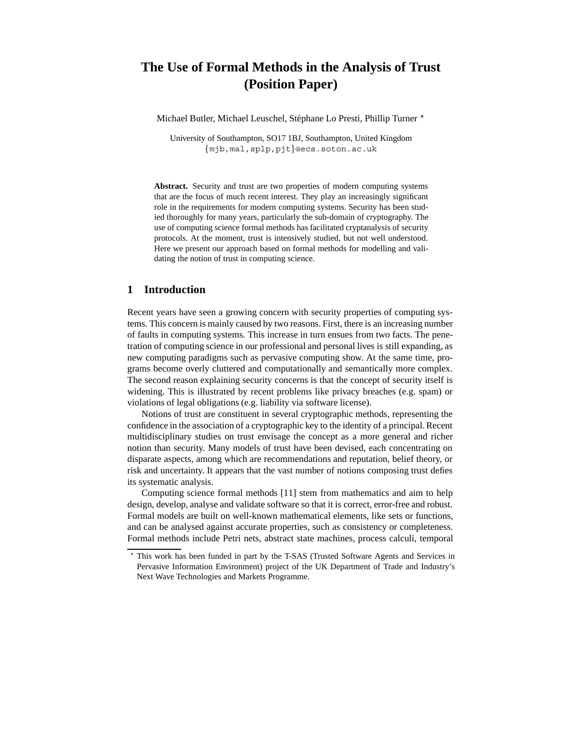# The Use of Formal Methods in the Analysis of Trust (Position Paper)

Michael Butler, Michael Leuschel, Stéphane Lo Presti, Phillip Turner *

University of Southampton, SO17 1BJ, Southampton, United Kingdom
{mjb,mal,splp,pjt}@ecs.soton.ac.uk

**Abstract.** Security and trust are two properties of modern computing systems that are the focus of much recent interest. They play an increasingly significant role in the requirements for modern computing systems. Security has been studied thoroughly for many years, particularly the sub-domain of cryptography. The use of computing science formal methods has facilitated cryptanalysis of security protocols. At the moment, trust is intensively studied, but not well understood. Here we present our approach based on formal methods for modelling and validating the notion of trust in computing science.

## 1 Introduction

Recent years have seen a growing concern with security properties of computing systems. This concern is mainly caused by two reasons. First, there is an increasing number of faults in computing systems. This increase in turn ensues from two facts. The penetration of computing science in our professional and personal lives is still expanding, as new computing paradigms such as pervasive computing show. At the same time, programs become overly cluttered and computationally and semantically more complex. The second reason explaining security concerns is that the concept of security itself is widening. This is illustrated by recent problems like privacy breaches (e.g. spam) or violations of legal obligations (e.g. liability via software license).

Notions of trust are constituent in several cryptographic methods, representing the confidence in the association of a cryptographic key to the identity of a principal. Recent multidisciplinary studies on trust envisage the concept as a more general and richer notion than security. Many models of trust have been devised, each concentrating on disparate aspects, among which are recommendations and reputation, belief theory, or risk and uncertainty. It appears that the vast number of notions composing trust defies its systematic analysis.

Computing science formal methods [11] stem from mathematics and aim to help design, develop, analyse and validate software so that it is correct, error-free and robust. Formal models are built on well-known mathematical elements, like sets or functions, and can be analysed against accurate properties, such as consistency or completeness. Formal methods include Petri nets, abstract state machines, process calculi, temporal

* This work has been funded in part by the T-SAS (Trusted Software Agents and Services in Pervasive Information Environment) project of the UK Department of Trade and Industry's Next Wave Technologies and Markets Programme.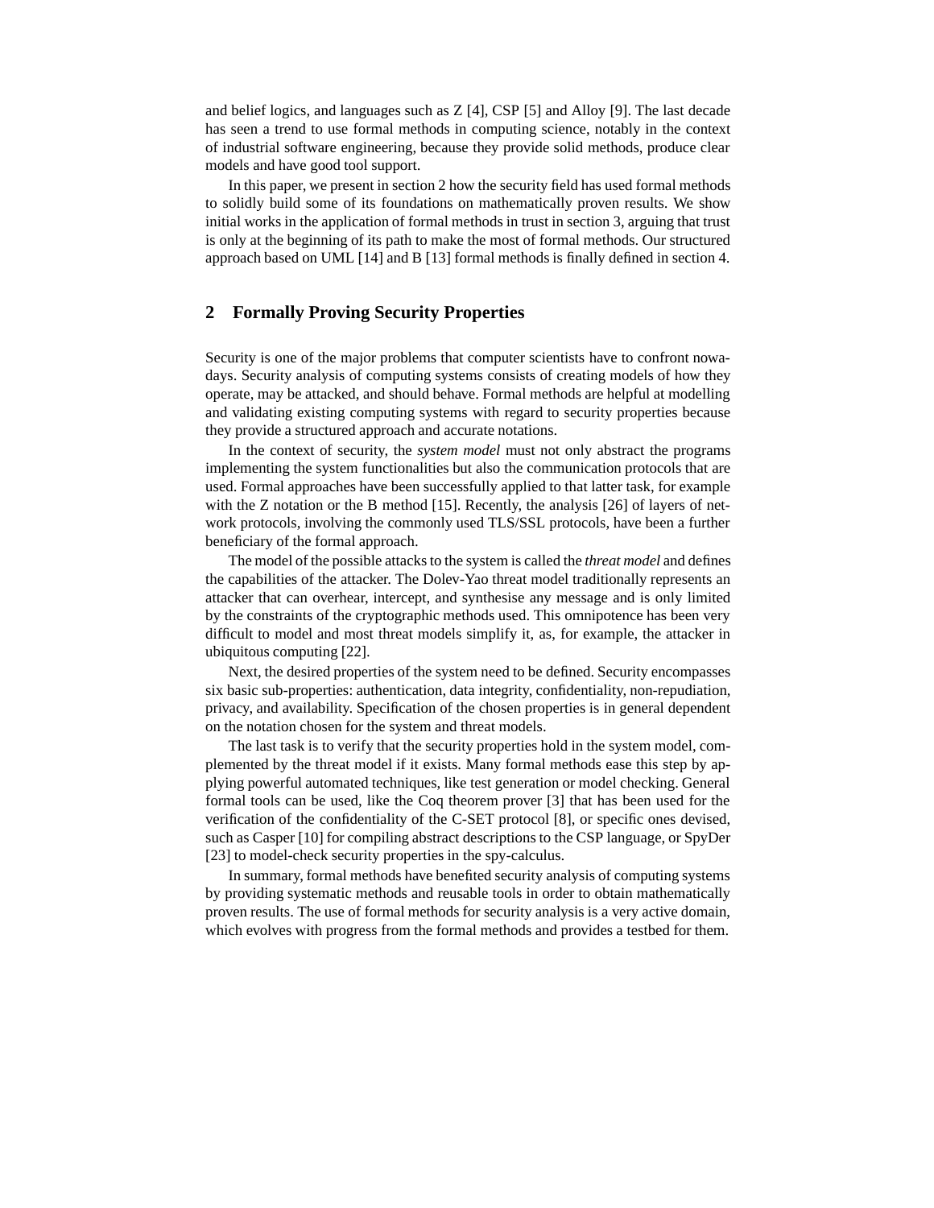and belief logics, and languages such as Z [4], CSP [5] and Alloy [9]. The last decade has seen a trend to use formal methods in computing science, notably in the context of industrial software engineering, because they provide solid methods, produce clear models and have good tool support.

In this paper, we present in section 2 how the security field has used formal methods to solidly build some of its foundations on mathematically proven results. We show initial works in the application of formal methods in trust in section 3, arguing that trust is only at the beginning of its path to make the most of formal methods. Our structured approach based on UML [14] and B [13] formal methods is finally defined in section 4.

## 2 Formally Proving Security Properties

Security is one of the major problems that computer scientists have to confront nowadays. Security analysis of computing systems consists of creating models of how they operate, may be attacked, and should behave. Formal methods are helpful at modelling and validating existing computing systems with regard to security properties because they provide a structured approach and accurate notations.

In the context of security, the *system model* must not only abstract the programs implementing the system functionalities but also the communication protocols that are used. Formal approaches have been successfully applied to that latter task, for example with the Z notation or the B method [15]. Recently, the analysis [26] of layers of network protocols, involving the commonly used TLS/SSL protocols, have been a further beneficiary of the formal approach.

The model of the possible attacks to the system is called the *threat model* and defines the capabilities of the attacker. The Dolev-Yao threat model traditionally represents an attacker that can overhear, intercept, and synthesise any message and is only limited by the constraints of the cryptographic methods used. This omnipotence has been very difficult to model and most threat models simplify it, as, for example, the attacker in ubiquitous computing [22].

Next, the desired properties of the system need to be defined. Security encompasses six basic sub-properties: authentication, data integrity, confidentiality, non-repudiation, privacy, and availability. Specification of the chosen properties is in general dependent on the notation chosen for the system and threat models.

The last task is to verify that the security properties hold in the system model, complemented by the threat model if it exists. Many formal methods ease this step by applying powerful automated techniques, like test generation or model checking. General formal tools can be used, like the Coq theorem prover [3] that has been used for the verification of the confidentiality of the C-SET protocol [8], or specific ones devised, such as Casper [10] for compiling abstract descriptions to the CSP language, or SpyDer [23] to model-check security properties in the spy-calculus.

In summary, formal methods have benefited security analysis of computing systems by providing systematic methods and reusable tools in order to obtain mathematically proven results. The use of formal methods for security analysis is a very active domain, which evolves with progress from the formal methods and provides a testbed for them.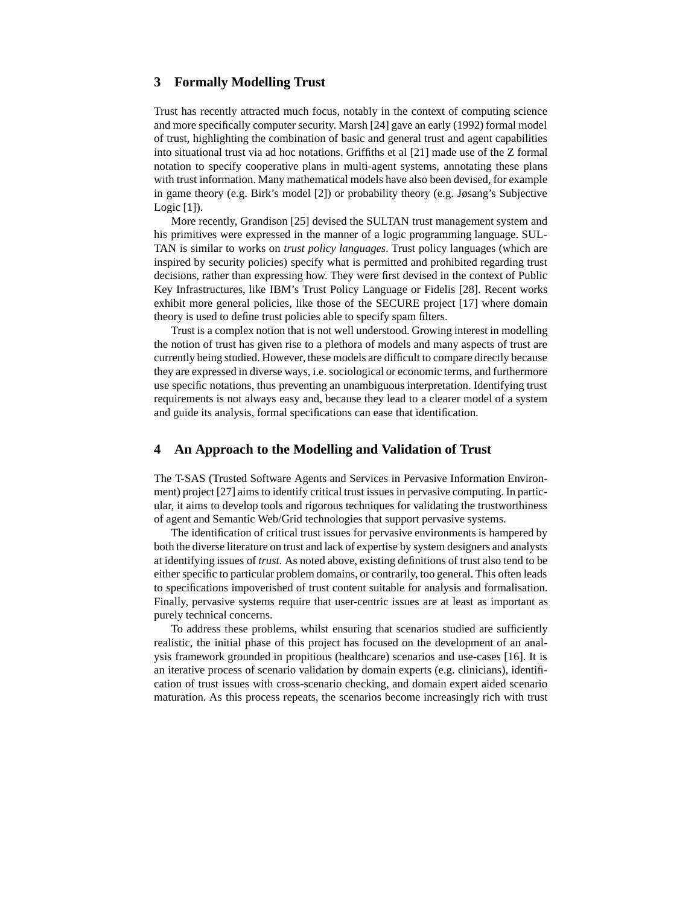## 3 Formally Modelling Trust

Trust has recently attracted much focus, notably in the context of computing science and more specifically computer security. Marsh [24] gave an early (1992) formal model of trust, highlighting the combination of basic and general trust and agent capabilities into situational trust via ad hoc notations. Griffiths et al [21] made use of the Z formal notation to specify cooperative plans in multi-agent systems, annotating these plans with trust information. Many mathematical models have also been devised, for example in game theory (e.g. Birk's model [2]) or probability theory (e.g. Jøsang's Subjective Logic [1]).

More recently, Grandison [25] devised the SULTAN trust management system and his primitives were expressed in the manner of a logic programming language. SULTAN is similar to works on *trust policy languages*. Trust policy languages (which are inspired by security policies) specify what is permitted and prohibited regarding trust decisions, rather than expressing how. They were first devised in the context of Public Key Infrastructures, like IBM's Trust Policy Language or Fidelis [28]. Recent works exhibit more general policies, like those of the SECURE project [17] where domain theory is used to define trust policies able to specify spam filters.

Trust is a complex notion that is not well understood. Growing interest in modelling the notion of trust has given rise to a plethora of models and many aspects of trust are currently being studied. However, these models are difficult to compare directly because they are expressed in diverse ways, i.e. sociological or economic terms, and furthermore use specific notations, thus preventing an unambiguous interpretation. Identifying trust requirements is not always easy and, because they lead to a clearer model of a system and guide its analysis, formal specifications can ease that identification.

## 4 An Approach to the Modelling and Validation of Trust

The T-SAS (Trusted Software Agents and Services in Pervasive Information Environment) project [27] aims to identify critical trust issues in pervasive computing. In particular, it aims to develop tools and rigorous techniques for validating the trustworthiness of agent and Semantic Web/Grid technologies that support pervasive systems.

The identification of critical trust issues for pervasive environments is hampered by both the diverse literature on trust and lack of expertise by system designers and analysts at identifying issues of *trust*. As noted above, existing definitions of trust also tend to be either specific to particular problem domains, or contrarily, too general. This often leads to specifications impoverished of trust content suitable for analysis and formalisation. Finally, pervasive systems require that user-centric issues are at least as important as purely technical concerns.

To address these problems, whilst ensuring that scenarios studied are sufficiently realistic, the initial phase of this project has focused on the development of an analysis framework grounded in propitious (healthcare) scenarios and use-cases [16]. It is an iterative process of scenario validation by domain experts (e.g. clinicians), identification of trust issues with cross-scenario checking, and domain expert aided scenario maturation. As this process repeats, the scenarios become increasingly rich with trust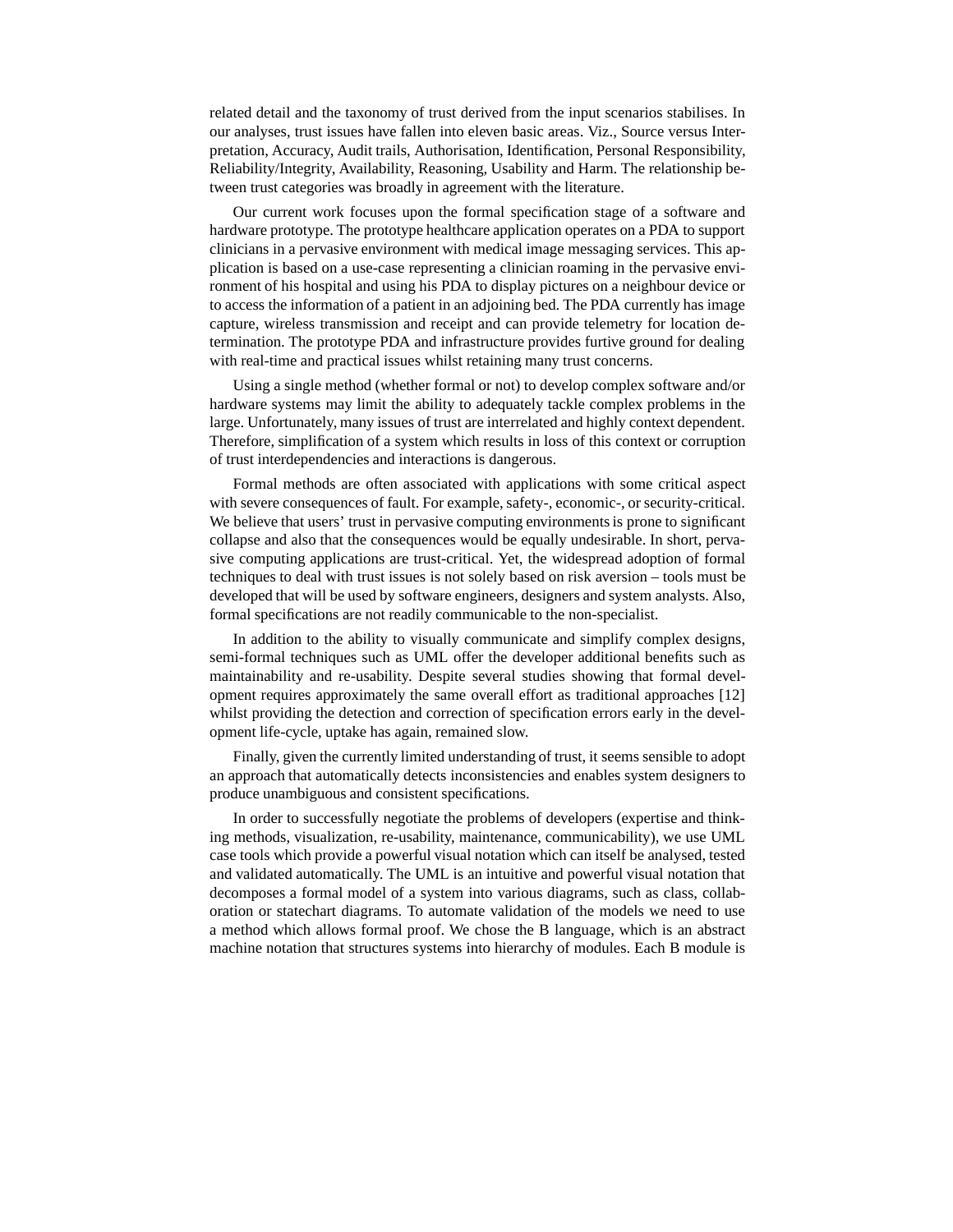related detail and the taxonomy of trust derived from the input scenarios stabilises. In our analyses, trust issues have fallen into eleven basic areas. Viz., Source versus Interpretation, Accuracy, Audit trails, Authorisation, Identification, Personal Responsibility, Reliability/Integrity, Availability, Reasoning, Usability and Harm. The relationship between trust categories was broadly in agreement with the literature.

Our current work focuses upon the formal specification stage of a software and hardware prototype. The prototype healthcare application operates on a PDA to support clinicians in a pervasive environment with medical image messaging services. This application is based on a use-case representing a clinician roaming in the pervasive environment of his hospital and using his PDA to display pictures on a neighbour device or to access the information of a patient in an adjoining bed. The PDA currently has image capture, wireless transmission and receipt and can provide telemetry for location determination. The prototype PDA and infrastructure provides furtive ground for dealing with real-time and practical issues whilst retaining many trust concerns.

Using a single method (whether formal or not) to develop complex software and/or hardware systems may limit the ability to adequately tackle complex problems in the large. Unfortunately, many issues of trust are interrelated and highly context dependent. Therefore, simplification of a system which results in loss of this context or corruption of trust interdependencies and interactions is dangerous.

Formal methods are often associated with applications with some critical aspect with severe consequences of fault. For example, safety-, economic-, or security-critical. We believe that users' trust in pervasive computing environments is prone to significant collapse and also that the consequences would be equally undesirable. In short, pervasive computing applications are trust-critical. Yet, the widespread adoption of formal techniques to deal with trust issues is not solely based on risk aversion – tools must be developed that will be used by software engineers, designers and system analysts. Also, formal specifications are not readily communicable to the non-specialist.

In addition to the ability to visually communicate and simplify complex designs, semi-formal techniques such as UML offer the developer additional benefits such as maintainability and re-usability. Despite several studies showing that formal development requires approximately the same overall effort as traditional approaches [12] whilst providing the detection and correction of specification errors early in the development life-cycle, uptake has again, remained slow.

Finally, given the currently limited understanding of trust, it seems sensible to adopt an approach that automatically detects inconsistencies and enables system designers to produce unambiguous and consistent specifications.

In order to successfully negotiate the problems of developers (expertise and thinking methods, visualization, re-usability, maintenance, communicability), we use UML case tools which provide a powerful visual notation which can itself be analysed, tested and validated automatically. The UML is an intuitive and powerful visual notation that decomposes a formal model of a system into various diagrams, such as class, collaboration or statechart diagrams. To automate validation of the models we need to use a method which allows formal proof. We chose the B language, which is an abstract machine notation that structures systems into hierarchy of modules. Each B module is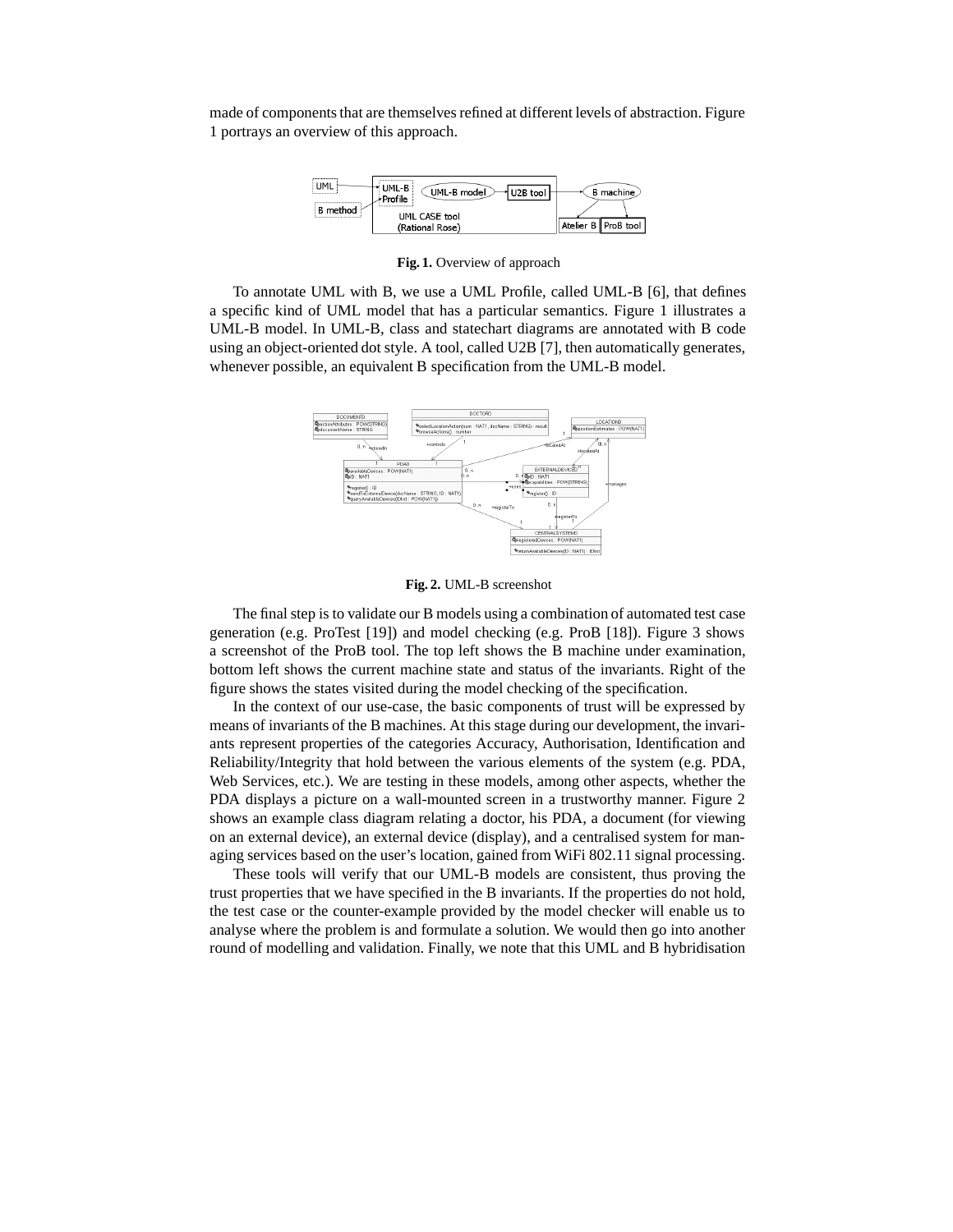made of components that are themselves refined at different levels of abstraction. Figure 1 portrays an overview of this approach.

**Fig. 1.** Overview of approach

To annotate UML with B, we use a UML Profile, called UML-B [6], that defines a specific kind of UML model that has a particular semantics. Figure 1 illustrates a UML-B model. In UML-B, class and statechart diagrams are annotated with B code using an object-oriented dot style. A tool, called U2B [7], then automatically generates, whenever possible, an equivalent B specification from the UML-B model.

**Fig. 2.** UML-B screenshot

The final step is to validate our B models using a combination of automated test case generation (e.g. ProTest [19]) and model checking (e.g. ProB [18]). Figure 3 shows a screenshot of the ProB tool. The top left shows the B machine under examination, bottom left shows the current machine state and status of the invariants. Right of the figure shows the states visited during the model checking of the specification.

In the context of our use-case, the basic components of trust will be expressed by means of invariants of the B machines. At this stage during our development, the invariants represent properties of the categories Accuracy, Authorisation, Identification and Reliability/Integrity that hold between the various elements of the system (e.g. PDA, Web Services, etc.). We are testing in these models, among other aspects, whether the PDA displays a picture on a wall-mounted screen in a trustworthy manner. Figure 2 shows an example class diagram relating a doctor, his PDA, a document (for viewing on an external device), an external device (display), and a centralised system for managing services based on the user's location, gained from WiFi 802.11 signal processing.

These tools will verify that our UML-B models are consistent, thus proving the trust properties that we have specified in the B invariants. If the properties do not hold, the test case or the counter-example provided by the model checker will enable us to analyse where the problem is and formulate a solution. We would then go into another round of modelling and validation. Finally, we note that this UML and B hybridisation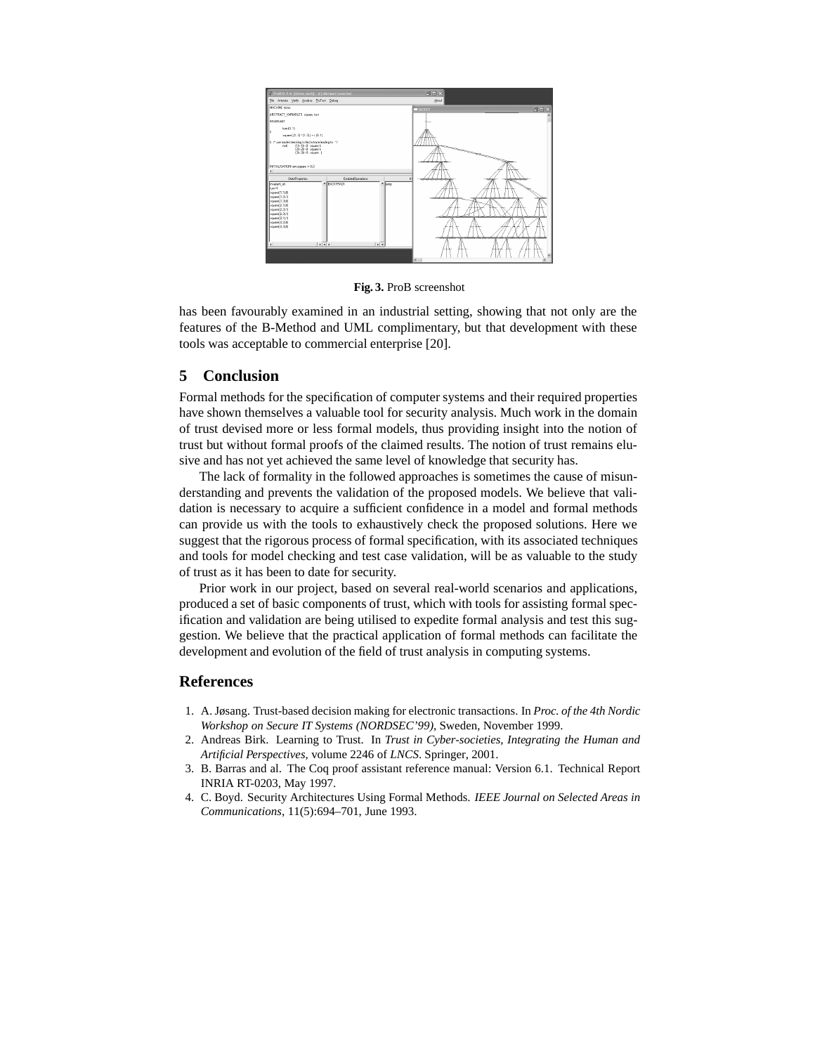**Fig. 3.** ProB screenshot

has been favourably examined in an industrial setting, showing that not only are the features of the B-Method and UML complimentary, but that development with these tools was acceptable to commercial enterprise [20].

## 5 Conclusion

Formal methods for the specification of computer systems and their required properties have shown themselves a valuable tool for security analysis. Much work in the domain of trust devised more or less formal models, thus providing insight into the notion of trust but without formal proofs of the claimed results. The notion of trust remains elusive and has not yet achieved the same level of knowledge that security has.

The lack of formality in the followed approaches is sometimes the cause of misunderstanding and prevents the validation of the proposed models. We believe that validation is necessary to acquire a sufficient confidence in a model and formal methods can provide us with the tools to exhaustively check the proposed solutions. Here we suggest that the rigorous process of formal specification, with its associated techniques and tools for model checking and test case validation, will be as valuable to the study of trust as it has been to date for security.

Prior work in our project, based on several real-world scenarios and applications, produced a set of basic components of trust, which with tools for assisting formal specification and validation are being utilised to expedite formal analysis and test this suggestion. We believe that the practical application of formal methods can facilitate the development and evolution of the field of trust analysis in computing systems.

## References

1. A. Jøsang. Trust-based decision making for electronic transactions. In *Proc. of the 4th Nordic Workshop on Secure IT Systems (NORDSEC'99)*, Sweden, November 1999.
2. Andreas Birk. Learning to Trust. In *Trust in Cyber-societies, Integrating the Human and Artificial Perspectives*, volume 2246 of *LNCS*. Springer, 2001.
3. B. Barras and al. The Coq proof assistant reference manual: Version 6.1. Technical Report INRIA RT-0203, May 1997.
4. C. Boyd. Security Architectures Using Formal Methods. *IEEE Journal on Selected Areas in Communications*, 11(5):694–701, June 1993.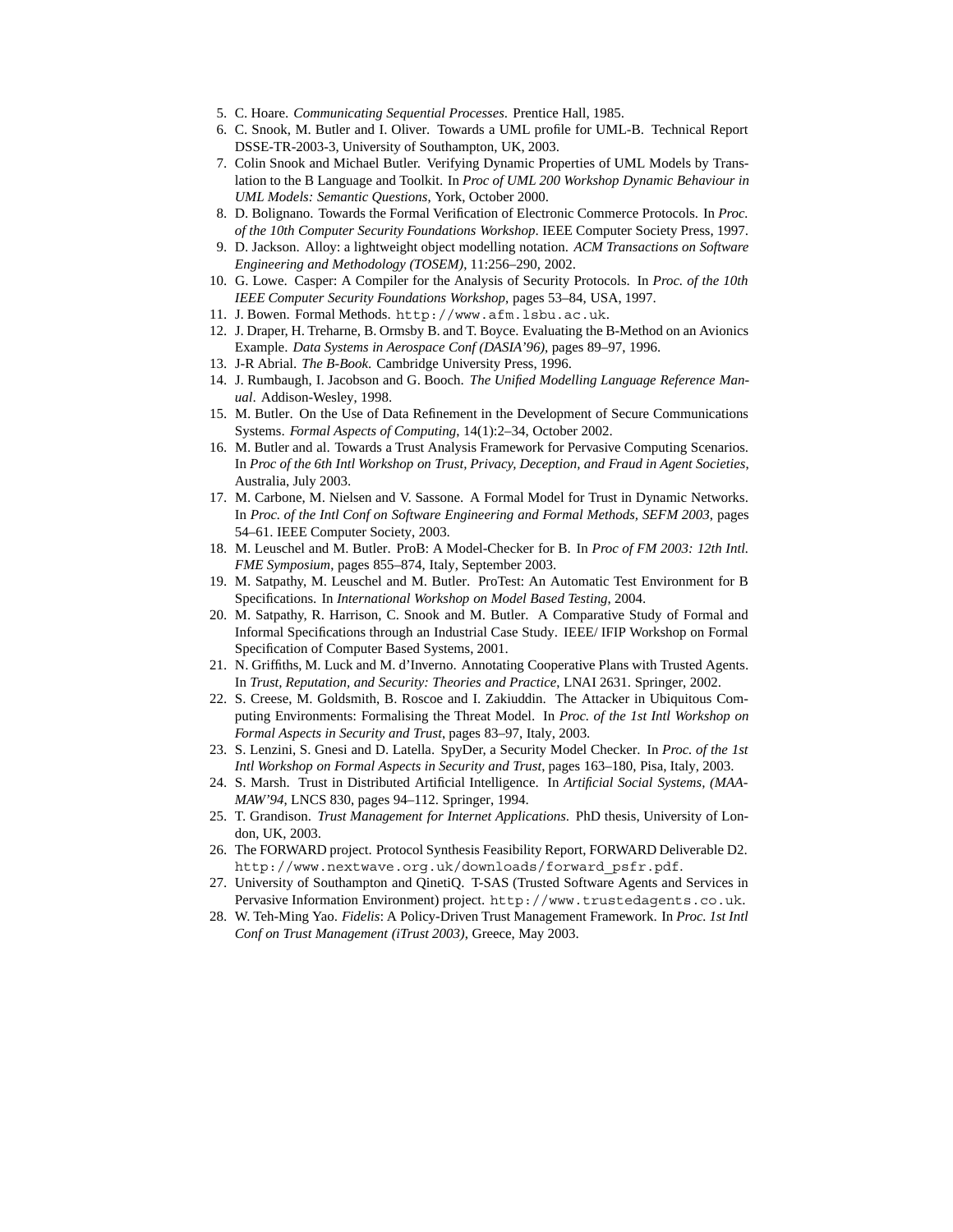5. C. Hoare. *Communicating Sequential Processes*. Prentice Hall, 1985.
6. C. Snook, M. Butler and I. Oliver. Towards a UML profile for UML-B. Technical Report DSSE-TR-2003-3, University of Southampton, UK, 2003.
7. Colin Snook and Michael Butler. Verifying Dynamic Properties of UML Models by Translation to the B Language and Toolkit. In *Proc of UML 200 Workshop Dynamic Behaviour in UML Models: Semantic Questions*, York, October 2000.
8. D. Bolignano. Towards the Formal Verification of Electronic Commerce Protocols. In *Proc. of the 10th Computer Security Foundations Workshop*. IEEE Computer Society Press, 1997.
9. D. Jackson. Alloy: a lightweight object modelling notation. *ACM Transactions on Software Engineering and Methodology (TOSEM)*, 11:256–290, 2002.
10. G. Lowe. Casper: A Compiler for the Analysis of Security Protocols. In *Proc. of the 10th IEEE Computer Security Foundations Workshop*, pages 53–84, USA, 1997.
11. J. Bowen. Formal Methods. `http://www.afm.lsbu.ac.uk`.
12. J. Draper, H. Treharne, B. Ormsby B. and T. Boyce. Evaluating the B-Method on an Avionics Example. *Data Systems in Aerospace Conf (DASIA'96)*, pages 89–97, 1996.
13. J-R Abrial. *The B-Book*. Cambridge University Press, 1996.
14. J. Rumbaugh, I. Jacobson and G. Booch. *The Unified Modelling Language Reference Manual*. Addison-Wesley, 1998.
15. M. Butler. On the Use of Data Refinement in the Development of Secure Communications Systems. *Formal Aspects of Computing*, 14(1):2–34, October 2002.
16. M. Butler and al. Towards a Trust Analysis Framework for Pervasive Computing Scenarios. In *Proc of the 6th Intl Workshop on Trust, Privacy, Deception, and Fraud in Agent Societies*, Australia, July 2003.
17. M. Carbone, M. Nielsen and V. Sassone. A Formal Model for Trust in Dynamic Networks. In *Proc. of the Intl Conf on Software Engineering and Formal Methods, SEFM 2003*, pages 54–61. IEEE Computer Society, 2003.
18. M. Leuschel and M. Butler. ProB: A Model-Checker for B. In *Proc of FM 2003: 12th Intl. FME Symposium*, pages 855–874, Italy, September 2003.
19. M. Satpathy, M. Leuschel and M. Butler. ProTest: An Automatic Test Environment for B Specifications. In *International Workshop on Model Based Testing*, 2004.
20. M. Satpathy, R. Harrison, C. Snook and M. Butler. A Comparative Study of Formal and Informal Specifications through an Industrial Case Study. IEEE/ IFIP Workshop on Formal Specification of Computer Based Systems, 2001.
21. N. Griffiths, M. Luck and M. d'Inverno. Annotating Cooperative Plans with Trusted Agents. In *Trust, Reputation, and Security: Theories and Practice*, LNAI 2631. Springer, 2002.
22. S. Creese, M. Goldsmith, B. Roscoe and I. Zakiuddin. The Attacker in Ubiquitous Computing Environments: Formalising the Threat Model. In *Proc. of the 1st Intl Workshop on Formal Aspects in Security and Trust*, pages 83–97, Italy, 2003.
23. S. Lenzini, S. Gnesi and D. Latella. SpyDer, a Security Model Checker. In *Proc. of the 1st Intl Workshop on Formal Aspects in Security and Trust*, pages 163–180, Pisa, Italy, 2003.
24. S. Marsh. Trust in Distributed Artificial Intelligence. In *Artificial Social Systems, (MAAMAW'94*, LNCS 830, pages 94–112. Springer, 1994.
25. T. Grandison. *Trust Management for Internet Applications*. PhD thesis, University of London, UK, 2003.
26. The FORWARD project. Protocol Synthesis Feasibility Report, FORWARD Deliverable D2. `http://www.nextwave.org.uk/downloads/forward_psfr.pdf`.
27. University of Southampton and QinetiQ. T-SAS (Trusted Software Agents and Services in Pervasive Information Environment) project. `http://www.trustedagents.co.uk`.
28. W. Teh-Ming Yao. *Fidelis*: A Policy-Driven Trust Management Framework. In *Proc. 1st Intl Conf on Trust Management (iTrust 2003)*, Greece, May 2003.